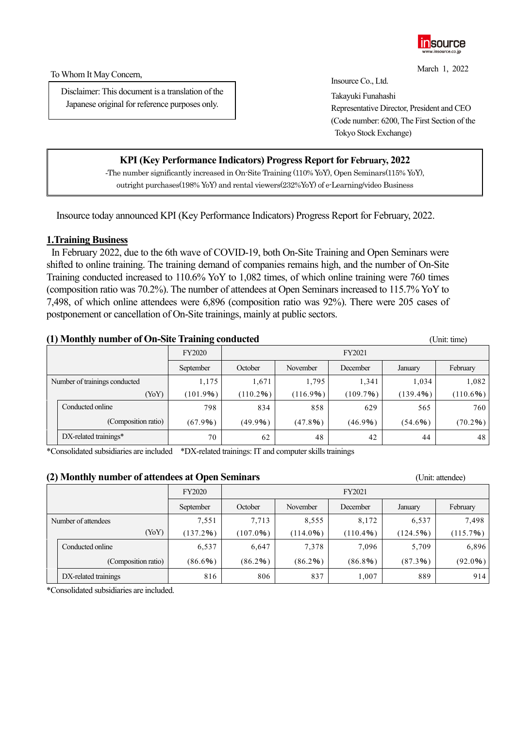insource
www.insource.co.jp

March 1, 2022

To Whom It May Concern,

Disclaimer: This document is a translation of the Japanese original for reference purposes only.

Insource Co., Ltd.
Takayuki Funahashi
Representative Director, President and CEO
(Code number: 6200, The First Section of the Tokyo Stock Exchange)

## KPI (Key Performance Indicators) Progress Report for February, 2022

-The number significantly increased in On-Site Training (110% YoY), Open Seminars(115% YoY), outright purchases(198% YoY) and rental viewers(232%YoY) of e-Learning/video Business

Insource today announced KPI (Key Performance Indicators) Progress Report for February, 2022.

### 1.Training Business

In February 2022, due to the 6th wave of COVID-19, both On-Site Training and Open Seminars were shifted to online training. The training demand of companies remains high, and the number of On-Site Training conducted increased to 110.6% YoY to 1,082 times, of which online training were 760 times (composition ratio was 70.2%). The number of attendees at Open Seminars increased to 115.7% YoY to 7,498, of which online attendees were 6,896 (composition ratio was 92%). There were 205 cases of postponement or cancellation of On-Site trainings, mainly at public sectors.

#### (1) Monthly number of On-Site Training conducted

(Unit: time)

| | FY2020 | FY2021 | | | | |
|---|---|---|---|---|---|---|
| | September | October | November | December | January | February |
| Number of trainings conducted | 1,175 | 1,671 | 1,795 | 1,341 | 1,034 | 1,082 |
| (YoY) | (101.9%) | (110.2%) | (116.9%) | (109.7%) | (139.4%) | (110.6%) |
| Conducted online | 798 | 834 | 858 | 629 | 565 | 760 |
| (Composition ratio) | (67.9%) | (49.9%) | (47.8%) | (46.9%) | (54.6%) | (70.2%) |
| DX-related trainings* | 70 | 62 | 48 | 42 | 44 | 48 |

*Consolidated subsidiaries are included *DX-related trainings: IT and computer skills trainings

#### (2) Monthly number of attendees at Open Seminars

(Unit: attendee)

| | FY2020 | FY2021 | | | | |
|---|---|---|---|---|---|---|
| | September | October | November | December | January | February |
| Number of attendees | 7,551 | 7,713 | 8,555 | 8,172 | 6,537 | 7,498 |
| (YoY) | (137.2%) | (107.0%) | (114.0%) | (110.4%) | (124.5%) | (115.7%) |
| Conducted online | 6,537 | 6,647 | 7,378 | 7,096 | 5,709 | 6,896 |
| (Composition ratio) | (86.6%) | (86.2%) | (86.2%) | (86.8%) | (87.3%) | (92.0%) |
| DX-related trainings | 816 | 806 | 837 | 1,007 | 889 | 914 |

*Consolidated subsidiaries are included.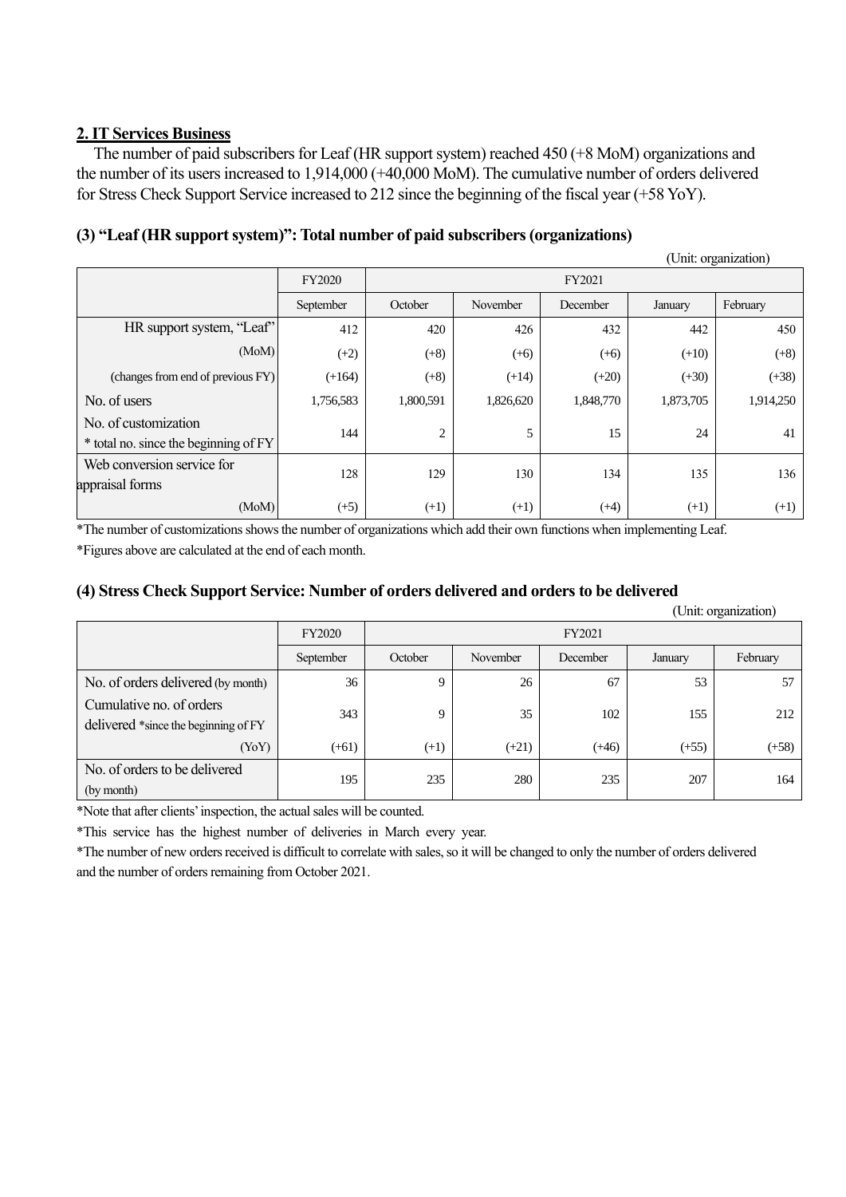## 2. IT Services Business

The number of paid subscribers for Leaf (HR support system) reached 450 (+8 MoM) organizations and the number of its users increased to 1,914,000 (+40,000 MoM). The cumulative number of orders delivered for Stress Check Support Service increased to 212 since the beginning of the fiscal year (+58 YoY).

### (3) "Leaf (HR support system)": Total number of paid subscribers (organizations)

(Unit: organization)

| | FY2020 | FY2021 | | | | |
|---|---|---|---|---|---|---|
| | September | October | November | December | January | February |
| HR support system, "Leaf" | 412 | 420 | 426 | 432 | 442 | 450 |
| (MoM) | (+2) | (+8) | (+6) | (+6) | (+10) | (+8) |
| (changes from end of previous FY) | (+164) | (+8) | (+14) | (+20) | (+30) | (+38) |
| No. of users | 1,756,583 | 1,800,591 | 1,826,620 | 1,848,770 | 1,873,705 | 1,914,250 |
| No. of customization * total no. since the beginning of FY | 144 | 2 | 5 | 15 | 24 | 41 |
| Web conversion service for appraisal forms | 128 | 129 | 130 | 134 | 135 | 136 |
| (MoM) | (+5) | (+1) | (+1) | (+4) | (+1) | (+1) |

*The number of customizations shows the number of organizations which add their own functions when implementing Leaf.

*Figures above are calculated at the end of each month.

### (4) Stress Check Support Service: Number of orders delivered and orders to be delivered

(Unit: organization)

| | FY2020 | FY2021 | | | | |
|---|---|---|---|---|---|---|
| | September | October | November | December | January | February |
| No. of orders delivered (by month) | 36 | 9 | 26 | 67 | 53 | 57 |
| Cumulative no. of orders delivered *since the beginning of FY | 343 | 9 | 35 | 102 | 155 | 212 |
| (YoY) | (+61) | (+1) | (+21) | (+46) | (+55) | (+58) |
| No. of orders to be delivered (by month) | 195 | 235 | 280 | 235 | 207 | 164 |

*Note that after clients' inspection, the actual sales will be counted.

*This service has the highest number of deliveries in March every year.

*The number of new orders received is difficult to correlate with sales, so it will be changed to only the number of orders delivered and the number of orders remaining from October 2021.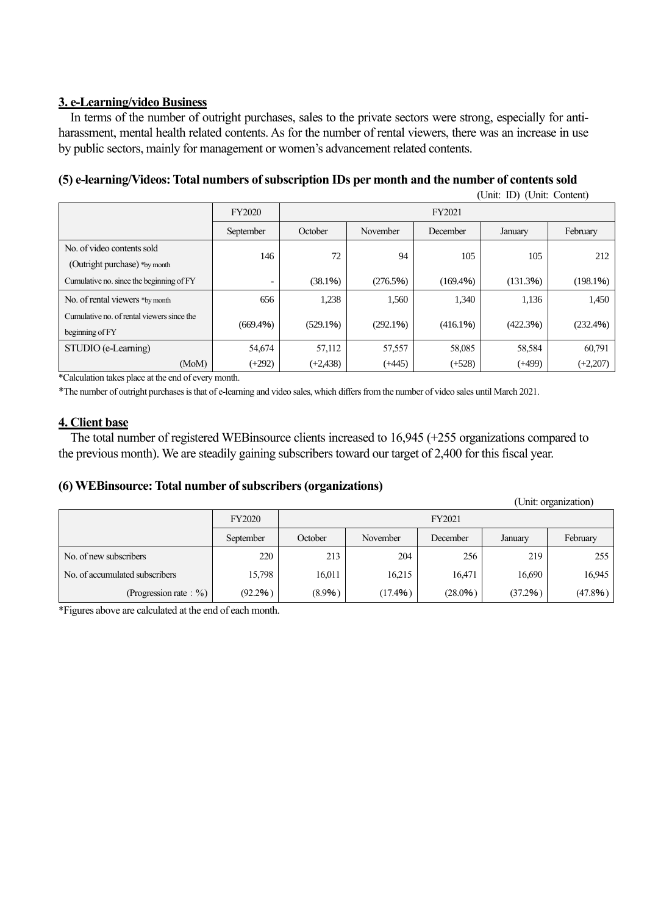## 3. e-Learning/video Business

In terms of the number of outright purchases, sales to the private sectors were strong, especially for anti-harassment, mental health related contents. As for the number of rental viewers, there was an increase in use by public sectors, mainly for management or women's advancement related contents.

### (5) e-learning/Videos: Total numbers of subscription IDs per month and the number of contents sold

(Unit: ID) (Unit: Content)

| | FY2020 | FY2021 | | | | |
|---|---|---|---|---|---|---|
| | September | October | November | December | January | February |
| No. of video contents sold (Outright purchase) *by month | 146 | 72 | 94 | 105 | 105 | 212 |
| Cumulative no. since the beginning of FY | - | (38.1%) | (276.5%) | (169.4%) | (131.3%) | (198.1%) |
| No. of rental viewers *by month | 656 | 1,238 | 1,560 | 1,340 | 1,136 | 1,450 |
| Cumulative no. of rental viewers since the beginning of FY | (669.4%) | (529.1%) | (292.1%) | (416.1%) | (422.3%) | (232.4%) |
| STUDIO (e-Learning) | 54,674 | 57,112 | 57,557 | 58,085 | 58,584 | 60,791 |
| (MoM) | (+292) | (+2,438) | (+445) | (+528) | (+499) | (+2,207) |

*Calculation takes place at the end of every month.

*The number of outright purchases is that of e-learning and video sales, which differs from the number of video sales until March 2021.

## 4. Client base

The total number of registered WEBinsource clients increased to 16,945 (+255 organizations compared to the previous month). We are steadily gaining subscribers toward our target of 2,400 for this fiscal year.

### (6) WEBinsource: Total number of subscribers (organizations)

(Unit: organization)

| | FY2020 | FY2021 | | | | |
|---|---|---|---|---|---|---|
| | September | October | November | December | January | February |
| No. of new subscribers | 220 | 213 | 204 | 256 | 219 | 255 |
| No. of accumulated subscribers | 15,798 | 16,011 | 16,215 | 16,471 | 16,690 | 16,945 |
| (Progression rate：%) | (92.2%) | (8.9%) | (17.4%) | (28.0%) | (37.2%) | (47.8%) |

*Figures above are calculated at the end of each month.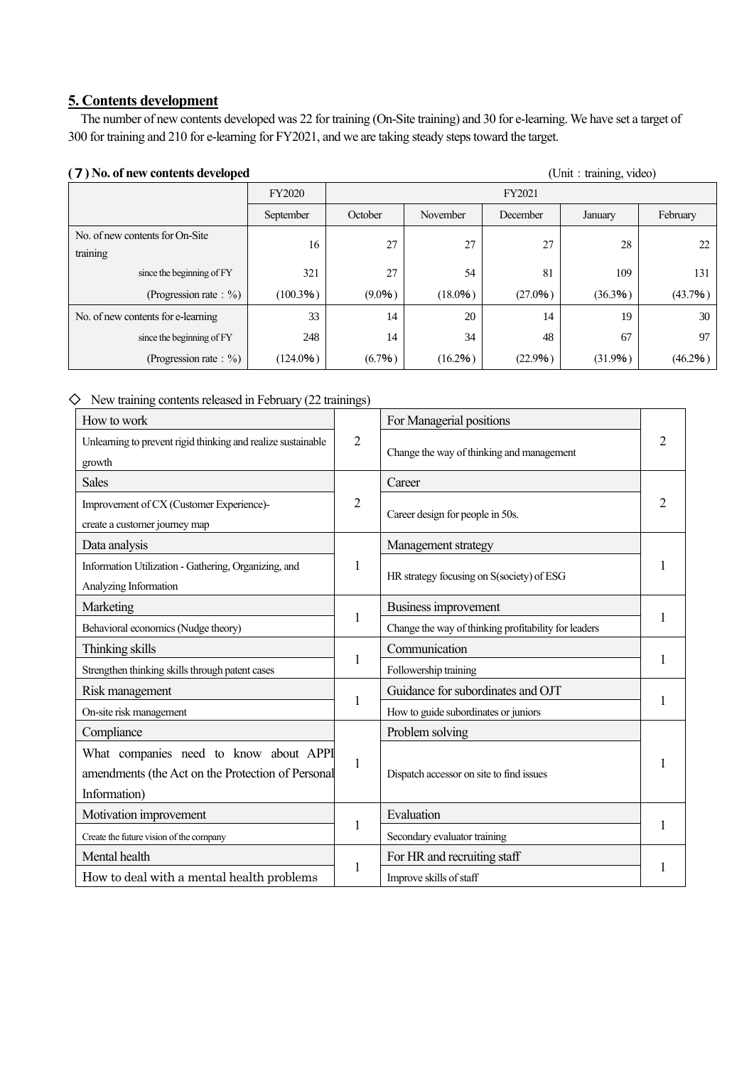## 5. Contents development

The number of new contents developed was 22 for training (On-Site training) and 30 for e-learning. We have set a target of 300 for training and 210 for e-learning for FY2021, and we are taking steady steps toward the target.

**(７) No. of new contents developed**

(Unit：training, video)

| | FY2020 | FY2021 | | | | |
|---|---|---|---|---|---|---|
| | September | October | November | December | January | February |
| No. of new contents for On-Site training | 16 | 27 | 27 | 27 | 28 | 22 |
| since the beginning of FY | 321 | 27 | 54 | 81 | 109 | 131 |
| (Progression rate：%) | (100.3%) | (9.0%) | (18.0%) | (27.0%) | (36.3%) | (43.7%) |
| No. of new contents for e-learning | 33 | 14 | 20 | 14 | 19 | 30 |
| since the beginning of FY | 248 | 14 | 34 | 48 | 67 | 97 |
| (Progression rate：%) | (124.0%) | (6.7%) | (16.2%) | (22.9%) | (31.9%) | (46.2%) |

◇ New training contents released in February (22 trainings)

| Category / Content | No. | Category / Content | No. |
|---|---|---|---|
| How to work<br>Unlearning to prevent rigid thinking and realize sustainable growth | 2 | For Managerial positions<br>Change the way of thinking and management | 2 |
| Sales<br>Improvement of CX (Customer Experience)-create a customer journey map | 2 | Career<br>Career design for people in 50s. | 2 |
| Data analysis<br>Information Utilization - Gathering, Organizing, and Analyzing Information | 1 | Management strategy<br>HR strategy focusing on S(society) of ESG | 1 |
| Marketing<br>Behavioral economics (Nudge theory) | 1 | Business improvement<br>Change the way of thinking profitability for leaders | 1 |
| Thinking skills<br>Strengthen thinking skills through patent cases | 1 | Communication<br>Followership training | 1 |
| Risk management<br>On-site risk management | 1 | Guidance for subordinates and OJT<br>How to guide subordinates or juniors | 1 |
| Compliance<br>What companies need to know about APPI amendments (the Act on the Protection of Personal Information) | 1 | Problem solving<br>Dispatch accessor on site to find issues | 1 |
| Motivation improvement<br>Create the future vision of the company | 1 | Evaluation<br>Secondary evaluator training | 1 |
| Mental health<br>How to deal with a mental health problems | 1 | For HR and recruiting staff<br>Improve skills of staff | 1 |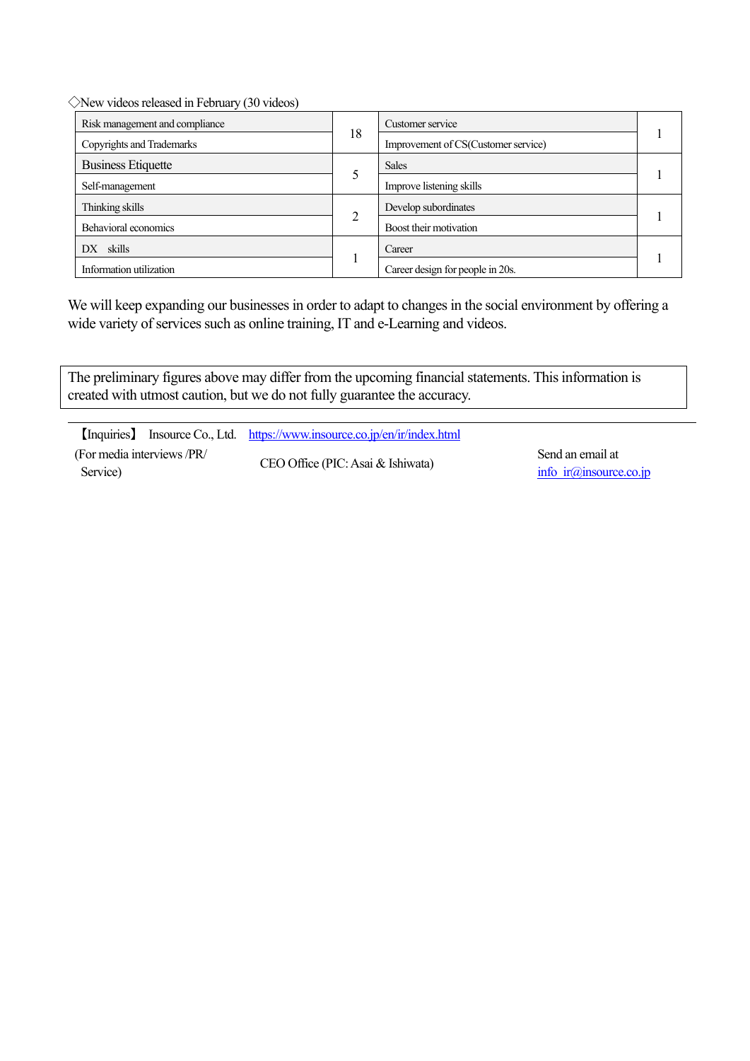◇New videos released in February (30 videos)

| | | | |
|---|---|---|---|
| Risk management and compliance | 18 | Customer service | 1 |
| Copyrights and Trademarks | | Improvement of CS(Customer service) | |
| Business Etiquette | 5 | Sales | 1 |
| Self-management | | Improve listening skills | |
| Thinking skills | 2 | Develop subordinates | 1 |
| Behavioral economics | | Boost their motivation | |
| DX　skills | 1 | Career | 1 |
| Information utilization | | Career design for people in 20s. | |

We will keep expanding our businesses in order to adapt to changes in the social environment by offering a wide variety of services such as online training, IT and e-Learning and videos.

> The preliminary figures above may differ from the upcoming financial statements. This information is created with utmost caution, but we do not fully guarantee the accuracy.

---

【Inquiries】 Insource Co., Ltd. https://www.insource.co.jp/en/ir/index.html

(For media interviews /PR/ Service)　　CEO Office (PIC: Asai & Ishiwata)　　Send an email at info_ir@insource.co.jp